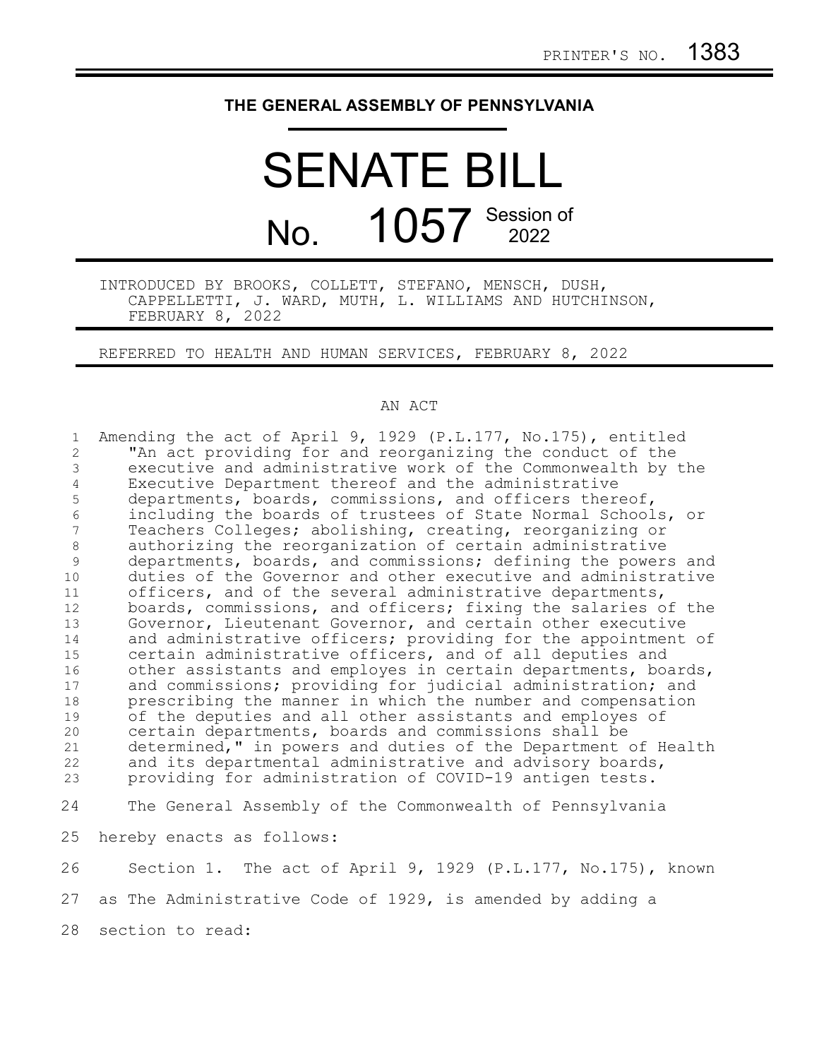PRINTER'S NO. 1383

# THE GENERAL ASSEMBLY OF PENNSYLVANIA

# SENATE BILL

## No. 1057 Session of 2022

INTRODUCED BY BROOKS, COLLETT, STEFANO, MENSCH, DUSH, CAPPELLETTI, J. WARD, MUTH, L. WILLIAMS AND HUTCHINSON, FEBRUARY 8, 2022

REFERRED TO HEALTH AND HUMAN SERVICES, FEBRUARY 8, 2022

AN ACT

Amending the act of April 9, 1929 (P.L.177, No.175), entitled "An act providing for and reorganizing the conduct of the executive and administrative work of the Commonwealth by the Executive Department thereof and the administrative departments, boards, commissions, and officers thereof, including the boards of trustees of State Normal Schools, or Teachers Colleges; abolishing, creating, reorganizing or authorizing the reorganization of certain administrative departments, boards, and commissions; defining the powers and duties of the Governor and other executive and administrative officers, and of the several administrative departments, boards, commissions, and officers; fixing the salaries of the Governor, Lieutenant Governor, and certain other executive and administrative officers; providing for the appointment of certain administrative officers, and of all deputies and other assistants and employes in certain departments, boards, and commissions; providing for judicial administration; and prescribing the manner in which the number and compensation of the deputies and all other assistants and employes of certain departments, boards and commissions shall be determined," in powers and duties of the Department of Health and its departmental administrative and advisory boards, providing for administration of COVID-19 antigen tests.

The General Assembly of the Commonwealth of Pennsylvania hereby enacts as follows:

Section 1. The act of April 9, 1929 (P.L.177, No.175), known as The Administrative Code of 1929, is amended by adding a section to read: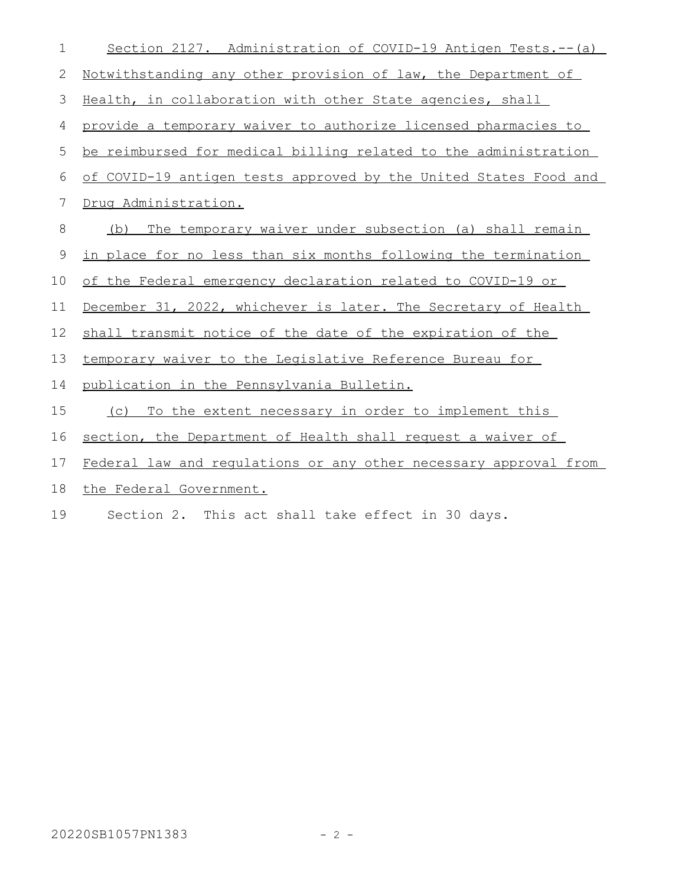Section 2127. Administration of COVID-19 Antigen Tests.--(a) Notwithstanding any other provision of law, the Department of Health, in collaboration with other State agencies, shall provide a temporary waiver to authorize licensed pharmacies to be reimbursed for medical billing related to the administration of COVID-19 antigen tests approved by the United States Food and Drug Administration.

(b) The temporary waiver under subsection (a) shall remain in place for no less than six months following the termination of the Federal emergency declaration related to COVID-19 or December 31, 2022, whichever is later. The Secretary of Health shall transmit notice of the date of the expiration of the temporary waiver to the Legislative Reference Bureau for publication in the Pennsylvania Bulletin.

(c) To the extent necessary in order to implement this section, the Department of Health shall request a waiver of Federal law and regulations or any other necessary approval from the Federal Government.

Section 2. This act shall take effect in 30 days.